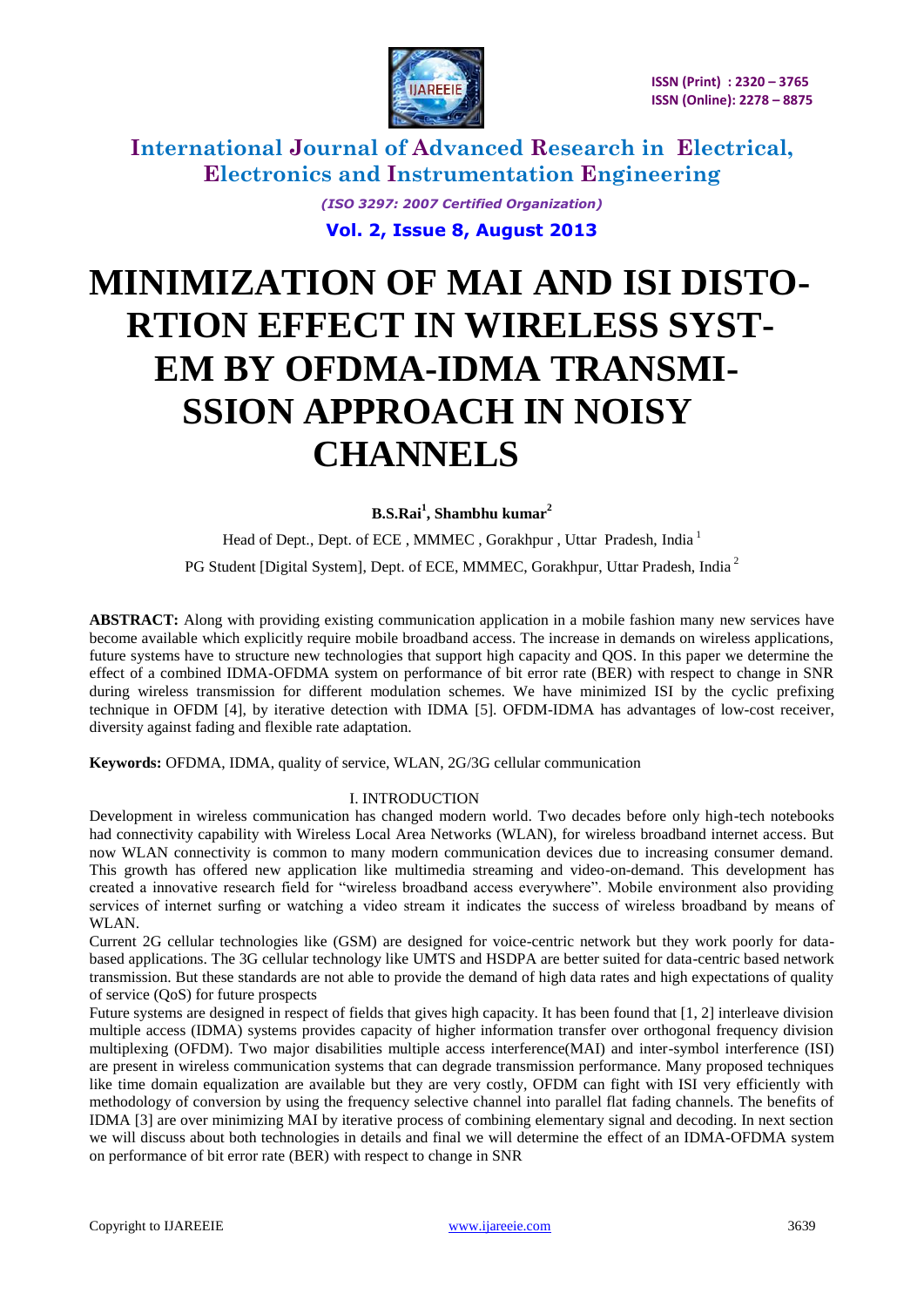# MINIMIZATION OF MAI AND ISI DISTORTION EFFECT IN WIRELESS SYSTEM BY OFDMA-IDMA TRANSMISSION APPROACH IN NOISY CHANNELS

**B.S.Rai[1], Shambhu kumar[2]**

Head of Dept., Dept. of ECE , MMMEC , Gorakhpur , Uttar Pradesh, India [1]

PG Student [Digital System], Dept. of ECE, MMMEC, Gorakhpur, Uttar Pradesh, India [2]

**ABSTRACT:** Along with providing existing communication application in a mobile fashion many new services have become available which explicitly require mobile broadband access. The increase in demands on wireless applications, future systems have to structure new technologies that support high capacity and QOS. In this paper we determine the effect of a combined IDMA-OFDMA system on performance of bit error rate (BER) with respect to change in SNR during wireless transmission for different modulation schemes. We have minimized ISI by the cyclic prefixing technique in OFDM [4], by iterative detection with IDMA [5]. OFDM-IDMA has advantages of low-cost receiver, diversity against fading and flexible rate adaptation.

**Keywords:** OFDMA, IDMA, quality of service, WLAN, 2G/3G cellular communication

## I. INTRODUCTION

Development in wireless communication has changed modern world. Two decades before only high-tech notebooks had connectivity capability with Wireless Local Area Networks (WLAN), for wireless broadband internet access. But now WLAN connectivity is common to many modern communication devices due to increasing consumer demand. This growth has offered new application like multimedia streaming and video-on-demand. This development has created a innovative research field for "wireless broadband access everywhere". Mobile environment also providing services of internet surfing or watching a video stream it indicates the success of wireless broadband by means of WLAN.

Current 2G cellular technologies like (GSM) are designed for voice-centric network but they work poorly for data-based applications. The 3G cellular technology like UMTS and HSDPA are better suited for data-centric based network transmission. But these standards are not able to provide the demand of high data rates and high expectations of quality of service (QoS) for future prospects

Future systems are designed in respect of fields that gives high capacity. It has been found that [1, 2] interleave division multiple access (IDMA) systems provides capacity of higher information transfer over orthogonal frequency division multiplexing (OFDM). Two major disabilities multiple access interference(MAI) and inter-symbol interference (ISI) are present in wireless communication systems that can degrade transmission performance. Many proposed techniques like time domain equalization are available but they are very costly, OFDM can fight with ISI very efficiently with methodology of conversion by using the frequency selective channel into parallel flat fading channels. The benefits of IDMA [3] are over minimizing MAI by iterative process of combining elementary signal and decoding. In next section we will discuss about both technologies in details and final we will determine the effect of an IDMA-OFDMA system on performance of bit error rate (BER) with respect to change in SNR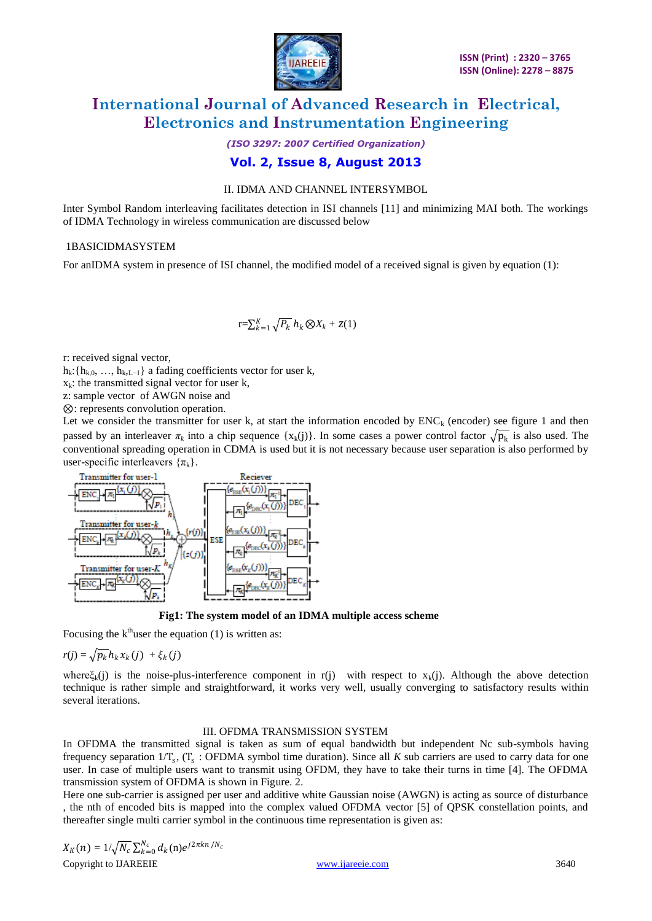## II. IDMA AND CHANNEL INTERSYMBOL

Inter Symbol Random interleaving facilitates detection in ISI channels [11] and minimizing MAI both. The workings of IDMA Technology in wireless communication are discussed below

### 1BASICIDMASYSTEM

For anIDMA system in presence of ISI channel, the modified model of a received signal is given by equation (1):

$$r=\sum_{k=1}^{K}\sqrt{P_k}\, h_k \otimes X_k + z(1)$$

r: received signal vector,

$h_k$:{$h_{k,0}$, …, $h_{k,L-1}$} a fading coefficients vector for user k,

$x_k$: the transmitted signal vector for user k,

z: sample vector of AWGN noise and

⊗: represents convolution operation.

Let we consider the transmitter for user k, at start the information encoded by $ENC_k$ (encoder) see figure 1 and then passed by an interleaver $\pi_k$ into a chip sequence {$x_k$(j)}. In some cases a power control factor $\sqrt{p_k}$ is also used. The conventional spreading operation in CDMA is used but it is not necessary because user separation is also performed by user-specific interleavers {$\pi_k$}.

**Fig1: The system model of an IDMA multiple access scheme**

Focusing the k[th]user the equation (1) is written as:

$$r(j) = \sqrt{p_k}h_k x_k(j) + \xi_k(j)$$

where$\xi_k$(j) is the noise-plus-interference component in r(j) with respect to $x_k$(j). Although the above detection technique is rather simple and straightforward, it works very well, usually converging to satisfactory results within several iterations.

## III. OFDMA TRANSMISSION SYSTEM

In OFDMA the transmitted signal is taken as sum of equal bandwidth but independent Nc sub-symbols having frequency separation $1/T_s$, ($T_s$ : OFDMA symbol time duration). Since all *K* sub carriers are used to carry data for one user. In case of multiple users want to transmit using OFDM, they have to take their turns in time [4]. The OFDMA transmission system of OFDMA is shown in Figure. 2.

Here one sub-carrier is assigned per user and additive white Gaussian noise (AWGN) is acting as source of disturbance , the nth of encoded bits is mapped into the complex valued OFDMA vector [5] of QPSK constellation points, and thereafter single multi carrier symbol in the continuous time representation is given as:

$$X_K(n) = 1/\sqrt{N_c}\sum_{k=0}^{N_c} d_k(n)e^{j2\pi kn/N_c}$$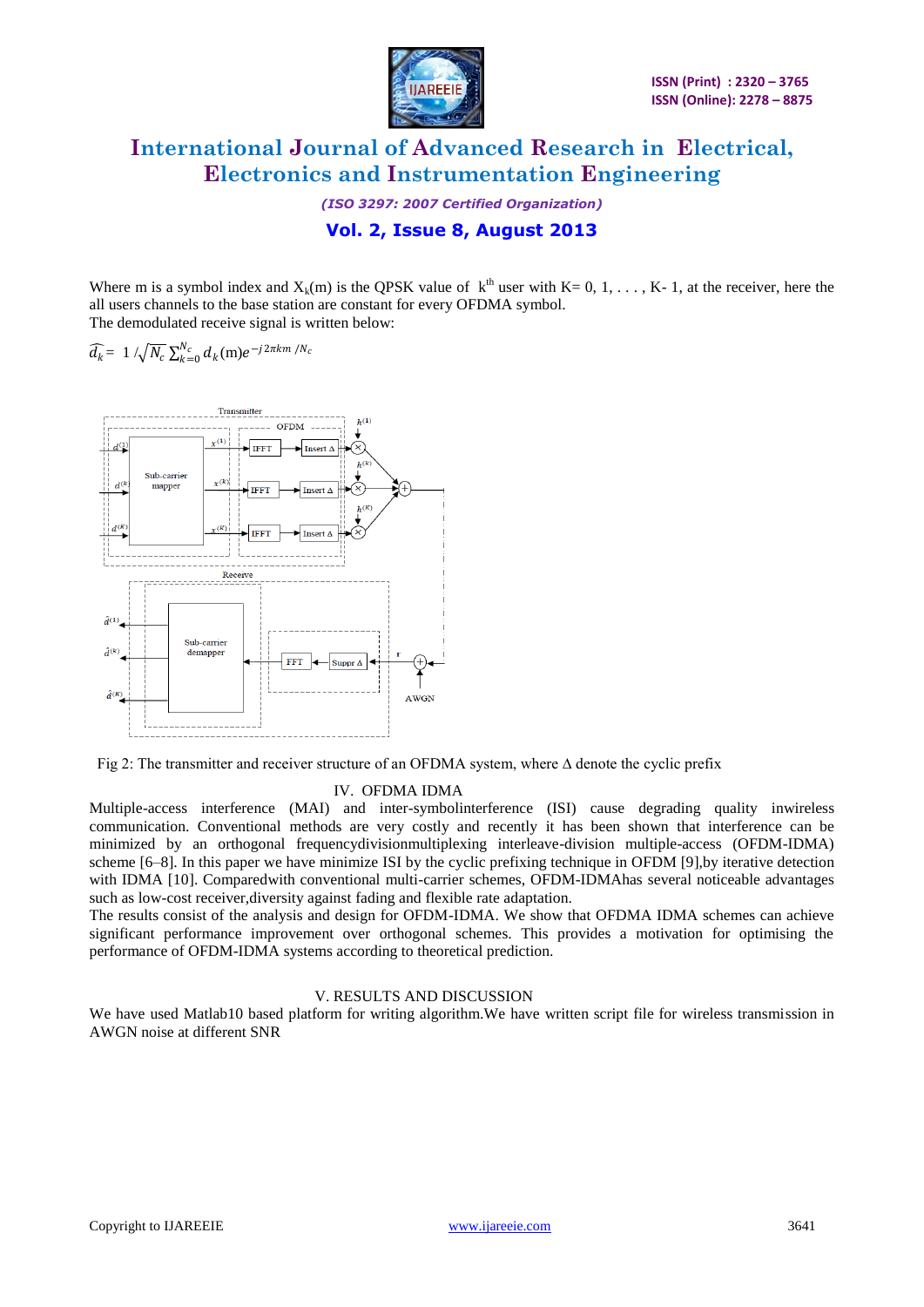Where m is a symbol index and $X_k(m)$ is the QPSK value of $k^{th}$ user with K= 0, 1, . . . , K- 1, at the receiver, here the all users channels to the base station are constant for every OFDMA symbol.

The demodulated receive signal is written below:

$$\widehat{d_k} = 1/\sqrt{N_c}\sum_{k=0}^{N_c} d_k(m)e^{-j2\pi km/N_c}$$

Fig 2: The transmitter and receiver structure of an OFDMA system, where Δ denote the cyclic prefix

## IV. OFDMA IDMA

Multiple-access interference (MAI) and inter-symbolinterference (ISI) cause degrading quality inwireless communication. Conventional methods are very costly and recently it has been shown that interference can be minimized by an orthogonal frequencydivisionmultiplexing interleave-division multiple-access (OFDM-IDMA) scheme [6–8]. In this paper we have minimize ISI by the cyclic prefixing technique in OFDM [9],by iterative detection with IDMA [10]. Comparedwith conventional multi-carrier schemes, OFDM-IDMAhas several noticeable advantages such as low-cost receiver,diversity against fading and flexible rate adaptation.

The results consist of the analysis and design for OFDM-IDMA. We show that OFDMA IDMA schemes can achieve significant performance improvement over orthogonal schemes. This provides a motivation for optimising the performance of OFDM-IDMA systems according to theoretical prediction.

## V. RESULTS AND DISCUSSION

We have used Matlab10 based platform for writing algorithm.We have written script file for wireless transmission in AWGN noise at different SNR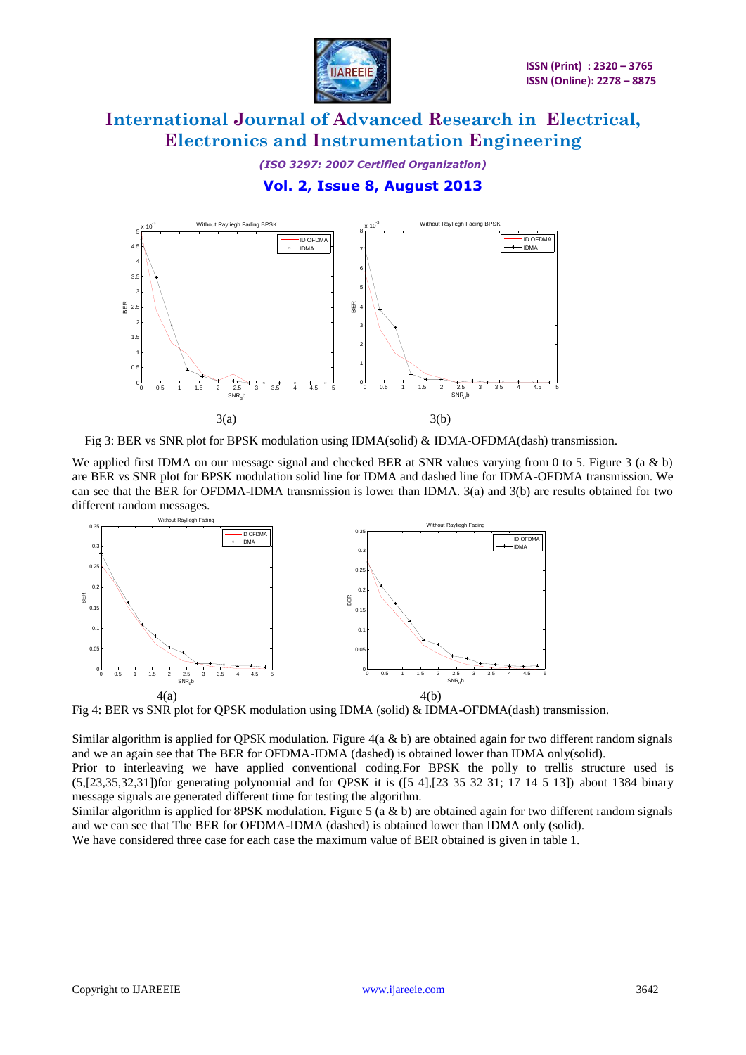3(a) 3(b)

Fig 3: BER vs SNR plot for BPSK modulation using IDMA(solid) & IDMA-OFDMA(dash) transmission.

We applied first IDMA on our message signal and checked BER at SNR values varying from 0 to 5. Figure 3 (a & b) are BER vs SNR plot for BPSK modulation solid line for IDMA and dashed line for IDMA-OFDMA transmission. We can see that the BER for OFDMA-IDMA transmission is lower than IDMA. 3(a) and 3(b) are results obtained for two different random messages.

4(a) 4(b)

Fig 4: BER vs SNR plot for QPSK modulation using IDMA (solid) & IDMA-OFDMA(dash) transmission.

Similar algorithm is applied for QPSK modulation. Figure 4(a & b) are obtained again for two different random signals and we an again see that The BER for OFDMA-IDMA (dashed) is obtained lower than IDMA only(solid).

Prior to interleaving we have applied conventional coding.For BPSK the polly to trellis structure used is (5,[23,35,32,31])for generating polynomial and for QPSK it is ([5 4],[23 35 32 31; 17 14 5 13]) about 1384 binary message signals are generated different time for testing the algorithm.

Similar algorithm is applied for 8PSK modulation. Figure 5 (a & b) are obtained again for two different random signals and we can see that The BER for OFDMA-IDMA (dashed) is obtained lower than IDMA only (solid).

We have considered three case for each case the maximum value of BER obtained is given in table 1.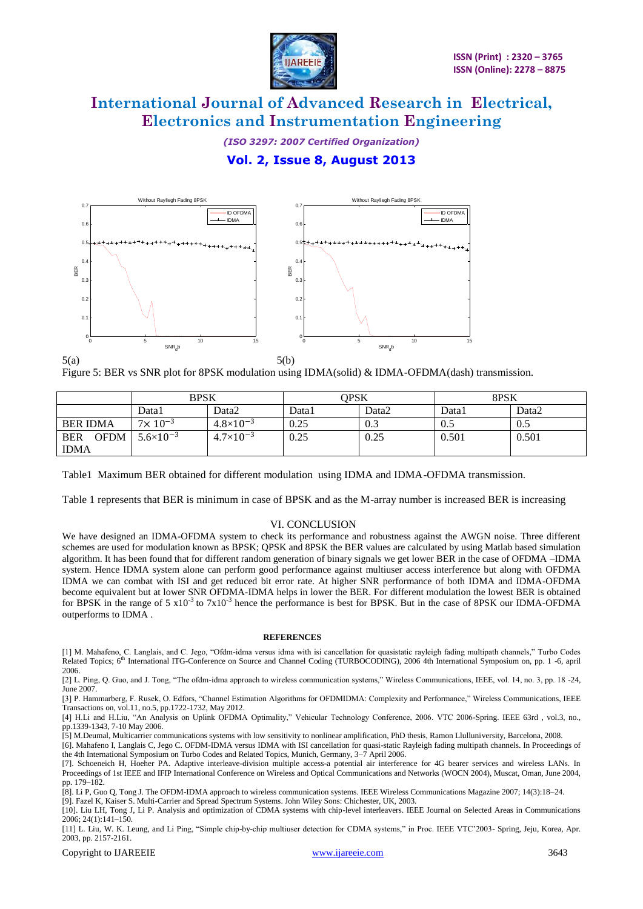Without Rayliegh Fading 8PSK

0.7
0.6
0.5
0.4
0.3
0.2
0.1
0

BER

0 5 10 15

$SNR_db$

ID OFDMA
IDMA

Without Rayliegh Fading 8PSK

0.7
0.6
0.5
0.4
0.3
0.2
0.1
0

BER

0 5 10 15

$SNR_db$

ID OFDMA
IDMA

5(a) 5(b)

Figure 5: BER vs SNR plot for 8PSK modulation using IDMA(solid) & IDMA-OFDMA(dash) transmission.

| | BPSK | | QPSK | | 8PSK | |
|---|---|---|---|---|---|---|
| | Data1 | Data2 | Data1 | Data2 | Data1 | Data2 |
| BER IDMA | $7\times 10^{-3}$ | $4.8\times10^{-3}$ | 0.25 | 0.3 | 0.5 | 0.5 |
| BER OFDM IDMA | $5.6\times10^{-3}$ | $4.7\times10^{-3}$ | 0.25 | 0.25 | 0.501 | 0.501 |

Table1 Maximum BER obtained for different modulation using IDMA and IDMA-OFDMA transmission.

Table 1 represents that BER is minimum in case of BPSK and as the M-array number is increased BER is increasing

## VI. CONCLUSION

We have designed an IDMA-OFDMA system to check its performance and robustness against the AWGN noise. Three different schemes are used for modulation known as BPSK; QPSK and 8PSK the BER values are calculated by using Matlab based simulation algorithm. It has been found that for different random generation of binary signals we get lower BER in the case of OFDMA –IDMA system. Hence IDMA system alone can perform good performance against multiuser access interference but along with OFDMA IDMA we can combat with ISI and get reduced bit error rate. At higher SNR performance of both IDMA and IDMA-OFDMA become equivalent but at lower SNR OFDMA-IDMA helps in lower the BER. For different modulation the lowest BER is obtained for BPSK in the range of 5 $x10^{-3}$ to $7x10^{-3}$ hence the performance is best for BPSK. But in the case of 8PSK our IDMA-OFDMA outperforms to IDMA .

## REFERENCES

[1] M. Mahafeno, C. Langlais, and C. Jego, "Ofdm-idma versus idma with isi cancellation for quasistatic rayleigh fading multipath channels," Turbo Codes Related Topics; 6th International ITG-Conference on Source and Channel Coding (TURBOCODING), 2006 4th International Symposium on, pp. 1 -6, april 2006.

[2] L. Ping, Q. Guo, and J. Tong, "The ofdm-idma approach to wireless communication systems," Wireless Communications, IEEE, vol. 14, no. 3, pp. 18 -24, June 2007.

[3] P. Hammarberg, F. Rusek, O. Edfors, "Channel Estimation Algorithms for OFDMIDMA: Complexity and Performance," Wireless Communications, IEEE Transactions on, vol.11, no.5, pp.1722-1732, May 2012.

[4] H.Li and H.Liu, "An Analysis on Uplink OFDMA Optimality," Vehicular Technology Conference, 2006. VTC 2006-Spring. IEEE 63rd , vol.3, no., pp.1339-1343, 7-10 May 2006.

[5] M.Deumal, Multicarrier communications systems with low sensitivity to nonlinear amplification, PhD thesis, Ramon Llulluniversity, Barcelona, 2008.

[6]. Mahafeno I, Langlais C, Jego C. OFDM-IDMA versus IDMA with ISI cancellation for quasi-static Rayleigh fading multipath channels. In Proceedings of the 4th International Symposium on Turbo Codes and Related Topics, Munich, Germany, 3–7 April 2006.

[7]. Schoeneich H, Hoeher PA. Adaptive interleave-division multiple access-a potential air interference for 4G bearer services and wireless LANs. In Proceedings of 1st IEEE and IFIP International Conference on Wireless and Optical Communications and Networks (WOCN 2004), Muscat, Oman, June 2004, pp. 179–182.

[8]. Li P, Guo Q, Tong J. The OFDM-IDMA approach to wireless communication systems. IEEE Wireless Communications Magazine 2007; 14(3):18–24.

[9]. Fazel K, Kaiser S. Multi-Carrier and Spread Spectrum Systems. John Wiley Sons: Chichester, UK, 2003.

[10]. Liu LH, Tong J, Li P. Analysis and optimization of CDMA systems with chip-level interleavers. IEEE Journal on Selected Areas in Communications 2006; 24(1):141–150.

[11] L. Liu, W. K. Leung, and Li Ping, "Simple chip-by-chip multiuser detection for CDMA systems," in Proc. IEEE VTC'2003- Spring, Jeju, Korea, Apr. 2003, pp. 2157-2161.